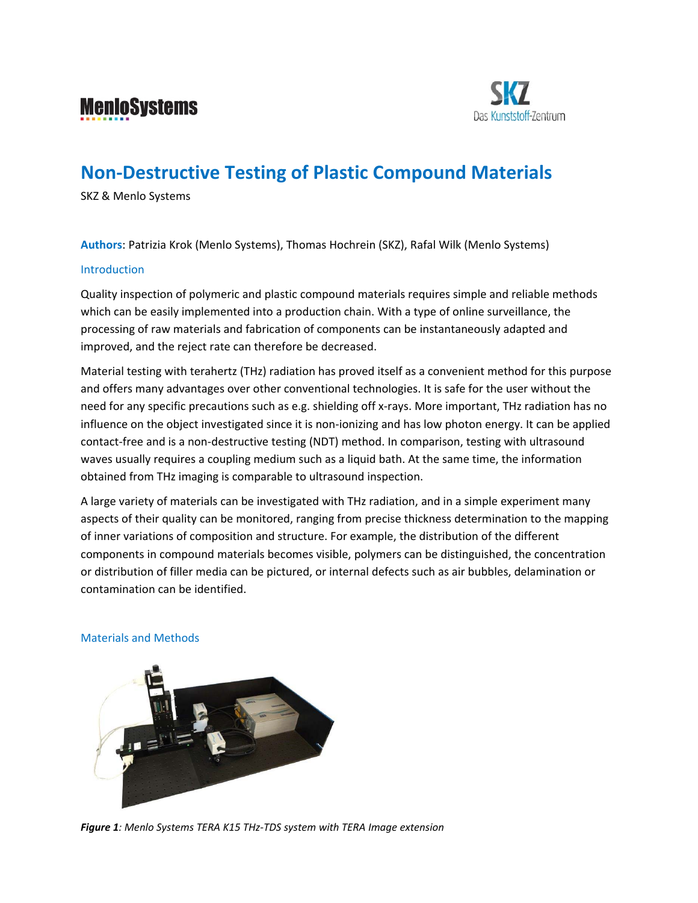MenloSystems

SKZ Das Kunststoff-Zentrum

# Non-Destructive Testing of Plastic Compound Materials

SKZ & Menlo Systems

**Authors**: Patrizia Krok (Menlo Systems), Thomas Hochrein (SKZ), Rafal Wilk (Menlo Systems)

## Introduction

Quality inspection of polymeric and plastic compound materials requires simple and reliable methods which can be easily implemented into a production chain. With a type of online surveillance, the processing of raw materials and fabrication of components can be instantaneously adapted and improved, and the reject rate can therefore be decreased.

Material testing with terahertz (THz) radiation has proved itself as a convenient method for this purpose and offers many advantages over other conventional technologies. It is safe for the user without the need for any specific precautions such as e.g. shielding off x-rays. More important, THz radiation has no influence on the object investigated since it is non-ionizing and has low photon energy. It can be applied contact-free and is a non-destructive testing (NDT) method. In comparison, testing with ultrasound waves usually requires a coupling medium such as a liquid bath. At the same time, the information obtained from THz imaging is comparable to ultrasound inspection.

A large variety of materials can be investigated with THz radiation, and in a simple experiment many aspects of their quality can be monitored, ranging from precise thickness determination to the mapping of inner variations of composition and structure. For example, the distribution of the different components in compound materials becomes visible, polymers can be distinguished, the concentration or distribution of filler media can be pictured, or internal defects such as air bubbles, delamination or contamination can be identified.

## Materials and Methods

***Figure 1****: Menlo Systems TERA K15 THz-TDS system with TERA Image extension*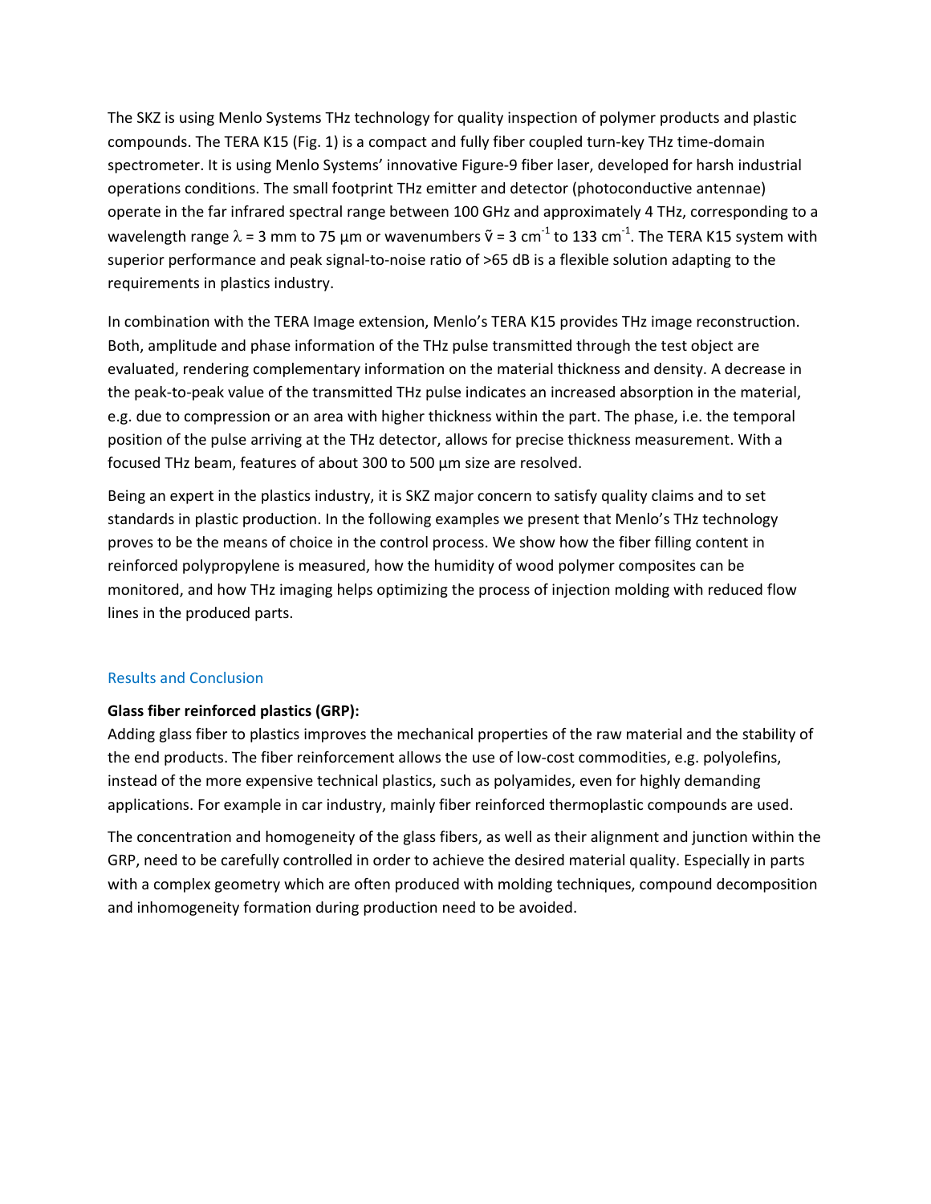The SKZ is using Menlo Systems THz technology for quality inspection of polymer products and plastic compounds. The TERA K15 (Fig. 1) is a compact and fully fiber coupled turn-key THz time-domain spectrometer. It is using Menlo Systems' innovative Figure-9 fiber laser, developed for harsh industrial operations conditions. The small footprint THz emitter and detector (photoconductive antennae) operate in the far infrared spectral range between 100 GHz and approximately 4 THz, corresponding to a wavelength range $\lambda$ = 3 mm to 75 µm or wavenumbers $\tilde{\nu}$ = 3 $cm^{-1}$ to 133 $cm^{-1}$. The TERA K15 system with superior performance and peak signal-to-noise ratio of >65 dB is a flexible solution adapting to the requirements in plastics industry.

In combination with the TERA Image extension, Menlo's TERA K15 provides THz image reconstruction. Both, amplitude and phase information of the THz pulse transmitted through the test object are evaluated, rendering complementary information on the material thickness and density. A decrease in the peak-to-peak value of the transmitted THz pulse indicates an increased absorption in the material, e.g. due to compression or an area with higher thickness within the part. The phase, i.e. the temporal position of the pulse arriving at the THz detector, allows for precise thickness measurement. With a focused THz beam, features of about 300 to 500 µm size are resolved.

Being an expert in the plastics industry, it is SKZ major concern to satisfy quality claims and to set standards in plastic production. In the following examples we present that Menlo's THz technology proves to be the means of choice in the control process. We show how the fiber filling content in reinforced polypropylene is measured, how the humidity of wood polymer composites can be monitored, and how THz imaging helps optimizing the process of injection molding with reduced flow lines in the produced parts.

## Results and Conclusion

**Glass fiber reinforced plastics (GRP):**

Adding glass fiber to plastics improves the mechanical properties of the raw material and the stability of the end products. The fiber reinforcement allows the use of low-cost commodities, e.g. polyolefins, instead of the more expensive technical plastics, such as polyamides, even for highly demanding applications. For example in car industry, mainly fiber reinforced thermoplastic compounds are used.

The concentration and homogeneity of the glass fibers, as well as their alignment and junction within the GRP, need to be carefully controlled in order to achieve the desired material quality. Especially in parts with a complex geometry which are often produced with molding techniques, compound decomposition and inhomogeneity formation during production need to be avoided.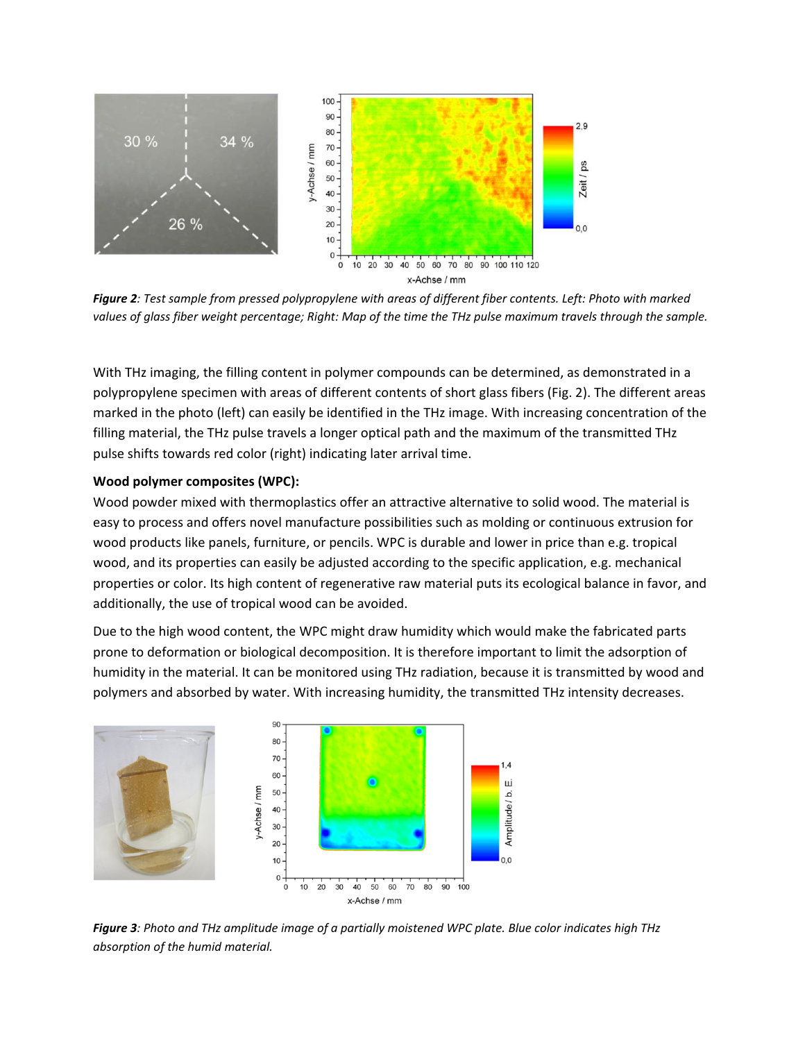**Figure 2**: *Test sample from pressed polypropylene with areas of different fiber contents. Left: Photo with marked values of glass fiber weight percentage; Right: Map of the time the THz pulse maximum travels through the sample.*

With THz imaging, the filling content in polymer compounds can be determined, as demonstrated in a polypropylene specimen with areas of different contents of short glass fibers (Fig. 2). The different areas marked in the photo (left) can easily be identified in the THz image. With increasing concentration of the filling material, the THz pulse travels a longer optical path and the maximum of the transmitted THz pulse shifts towards red color (right) indicating later arrival time.

**Wood polymer composites (WPC):**

Wood powder mixed with thermoplastics offer an attractive alternative to solid wood. The material is easy to process and offers novel manufacture possibilities such as molding or continuous extrusion for wood products like panels, furniture, or pencils. WPC is durable and lower in price than e.g. tropical wood, and its properties can easily be adjusted according to the specific application, e.g. mechanical properties or color. Its high content of regenerative raw material puts its ecological balance in favor, and additionally, the use of tropical wood can be avoided.

Due to the high wood content, the WPC might draw humidity which would make the fabricated parts prone to deformation or biological decomposition. It is therefore important to limit the adsorption of humidity in the material. It can be monitored using THz radiation, because it is transmitted by wood and polymers and absorbed by water. With increasing humidity, the transmitted THz intensity decreases.

**Figure 3**: *Photo and THz amplitude image of a partially moistened WPC plate. Blue color indicates high THz absorption of the humid material.*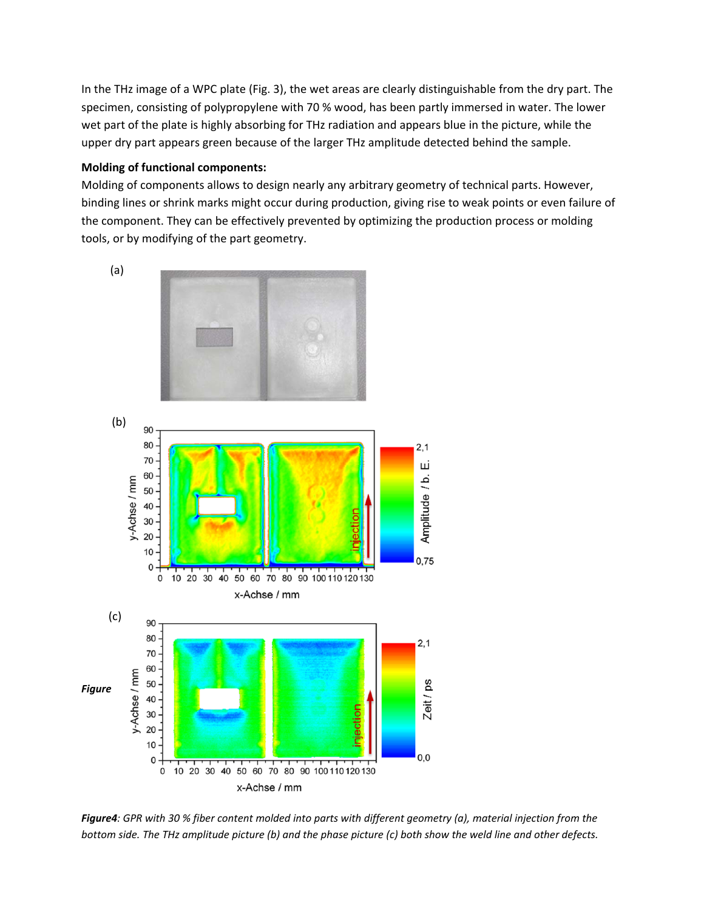In the THz image of a WPC plate (Fig. 3), the wet areas are clearly distinguishable from the dry part. The specimen, consisting of polypropylene with 70 % wood, has been partly immersed in water. The lower wet part of the plate is highly absorbing for THz radiation and appears blue in the picture, while the upper dry part appears green because of the larger THz amplitude detected behind the sample.

**Molding of functional components:**

Molding of components allows to design nearly any arbitrary geometry of technical parts. However, binding lines or shrink marks might occur during production, giving rise to weak points or even failure of the component. They can be effectively prevented by optimizing the production process or molding tools, or by modifying of the part geometry.

***Figure4****: GPR with 30 % fiber content molded into parts with different geometry (a), material injection from the bottom side. The THz amplitude picture (b) and the phase picture (c) both show the weld line and other defects.*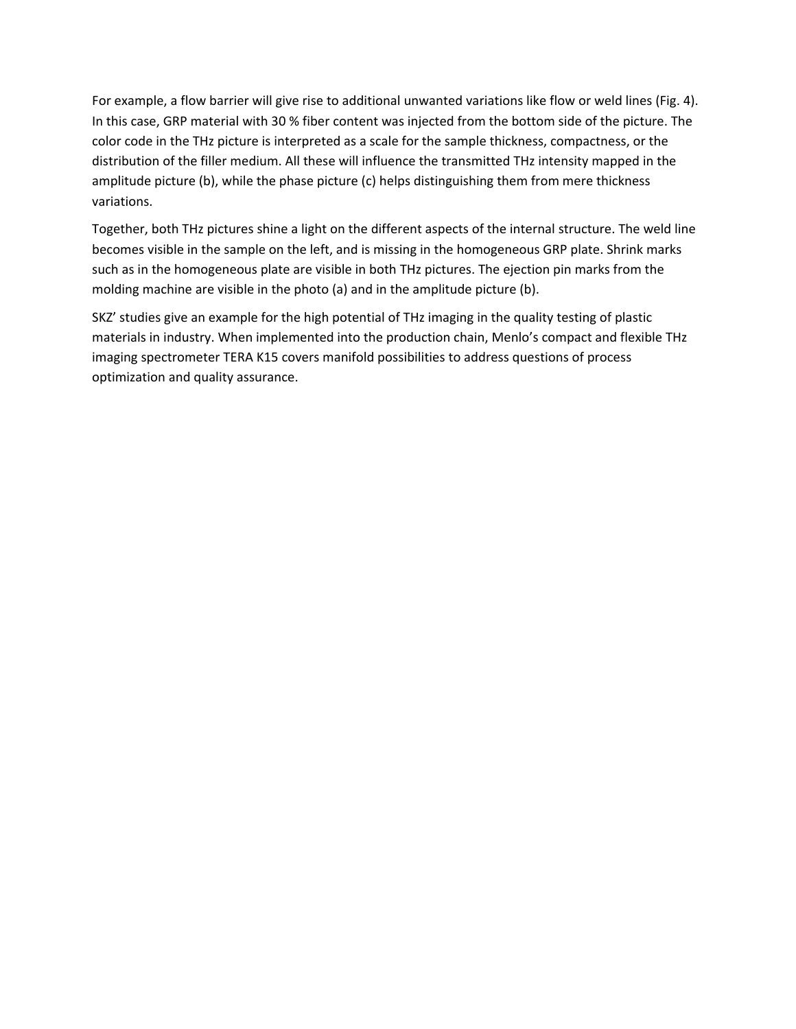For example, a flow barrier will give rise to additional unwanted variations like flow or weld lines (Fig. 4). In this case, GRP material with 30 % fiber content was injected from the bottom side of the picture. The color code in the THz picture is interpreted as a scale for the sample thickness, compactness, or the distribution of the filler medium. All these will influence the transmitted THz intensity mapped in the amplitude picture (b), while the phase picture (c) helps distinguishing them from mere thickness variations.

Together, both THz pictures shine a light on the different aspects of the internal structure. The weld line becomes visible in the sample on the left, and is missing in the homogeneous GRP plate. Shrink marks such as in the homogeneous plate are visible in both THz pictures. The ejection pin marks from the molding machine are visible in the photo (a) and in the amplitude picture (b).

SKZ' studies give an example for the high potential of THz imaging in the quality testing of plastic materials in industry. When implemented into the production chain, Menlo's compact and flexible THz imaging spectrometer TERA K15 covers manifold possibilities to address questions of process optimization and quality assurance.